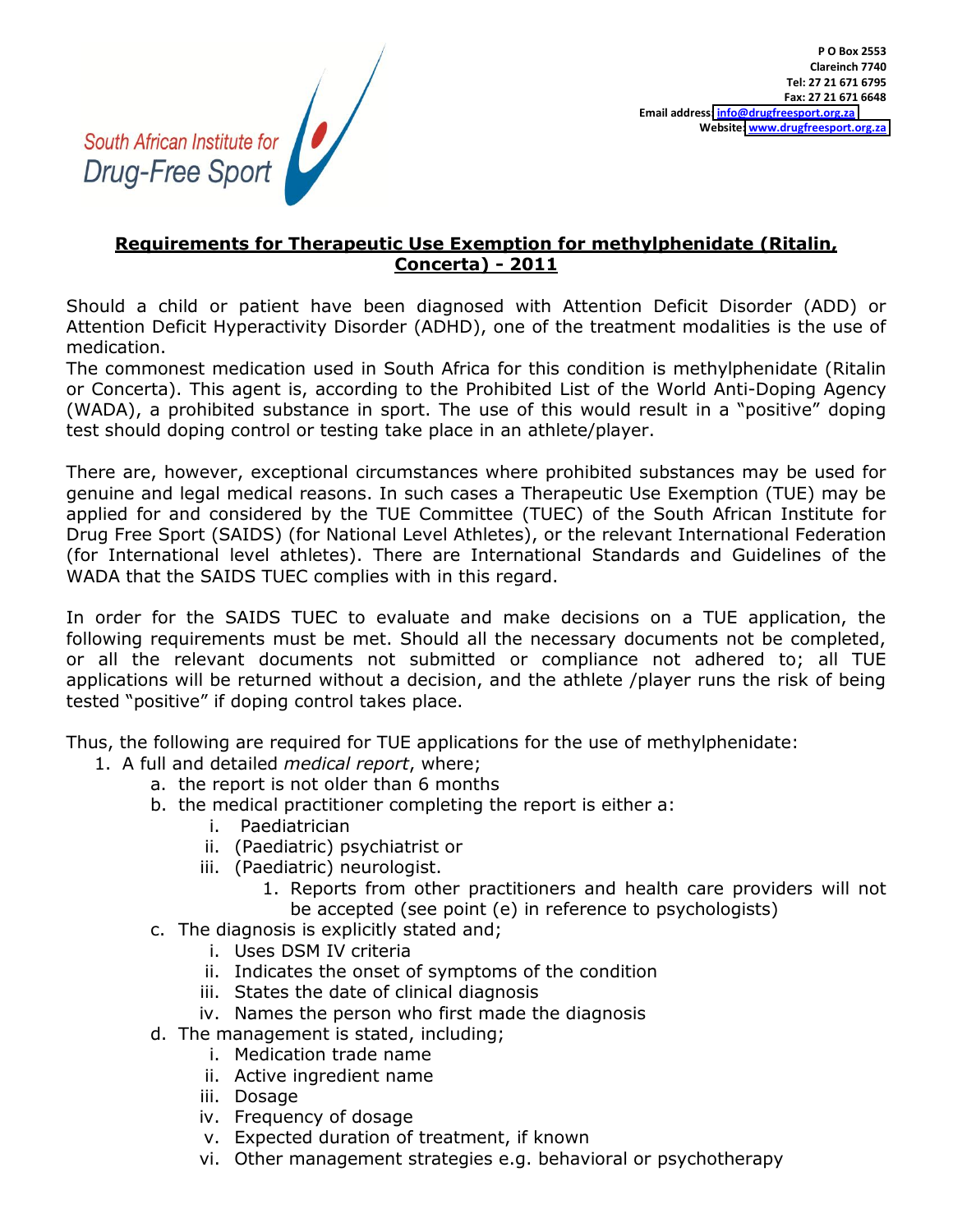South African Institute for Drug-Free Sport

**P O Box 2553**
**Clareinch 7740**
**Tel: 27 21 671 6795**
**Fax: 27 21 671 6648**
**Email address: info@drugfreesport.org.za**
**Website: www.drugfreesport.org.za**

# Requirements for Therapeutic Use Exemption for methylphenidate (Ritalin, Concerta) - 2011

Should a child or patient have been diagnosed with Attention Deficit Disorder (ADD) or Attention Deficit Hyperactivity Disorder (ADHD), one of the treatment modalities is the use of medication.
The commonest medication used in South Africa for this condition is methylphenidate (Ritalin or Concerta). This agent is, according to the Prohibited List of the World Anti-Doping Agency (WADA), a prohibited substance in sport. The use of this would result in a "positive" doping test should doping control or testing take place in an athlete/player.

There are, however, exceptional circumstances where prohibited substances may be used for genuine and legal medical reasons. In such cases a Therapeutic Use Exemption (TUE) may be applied for and considered by the TUE Committee (TUEC) of the South African Institute for Drug Free Sport (SAIDS) (for National Level Athletes), or the relevant International Federation (for International level athletes). There are International Standards and Guidelines of the WADA that the SAIDS TUEC complies with in this regard.

In order for the SAIDS TUEC to evaluate and make decisions on a TUE application, the following requirements must be met. Should all the necessary documents not be completed, or all the relevant documents not submitted or compliance not adhered to; all TUE applications will be returned without a decision, and the athlete /player runs the risk of being tested "positive" if doping control takes place.

Thus, the following are required for TUE applications for the use of methylphenidate:

1. A full and detailed *medical report*, where;
   a. the report is not older than 6 months
   b. the medical practitioner completing the report is either a:
      i. Paediatrician
      ii. (Paediatric) psychiatrist or
      iii. (Paediatric) neurologist.
         1. Reports from other practitioners and health care providers will not be accepted (see point (e) in reference to psychologists)
   c. The diagnosis is explicitly stated and;
      i. Uses DSM IV criteria
      ii. Indicates the onset of symptoms of the condition
      iii. States the date of clinical diagnosis
      iv. Names the person who first made the diagnosis
   d. The management is stated, including;
      i. Medication trade name
      ii. Active ingredient name
      iii. Dosage
      iv. Frequency of dosage
      v. Expected duration of treatment, if known
      vi. Other management strategies e.g. behavioral or psychotherapy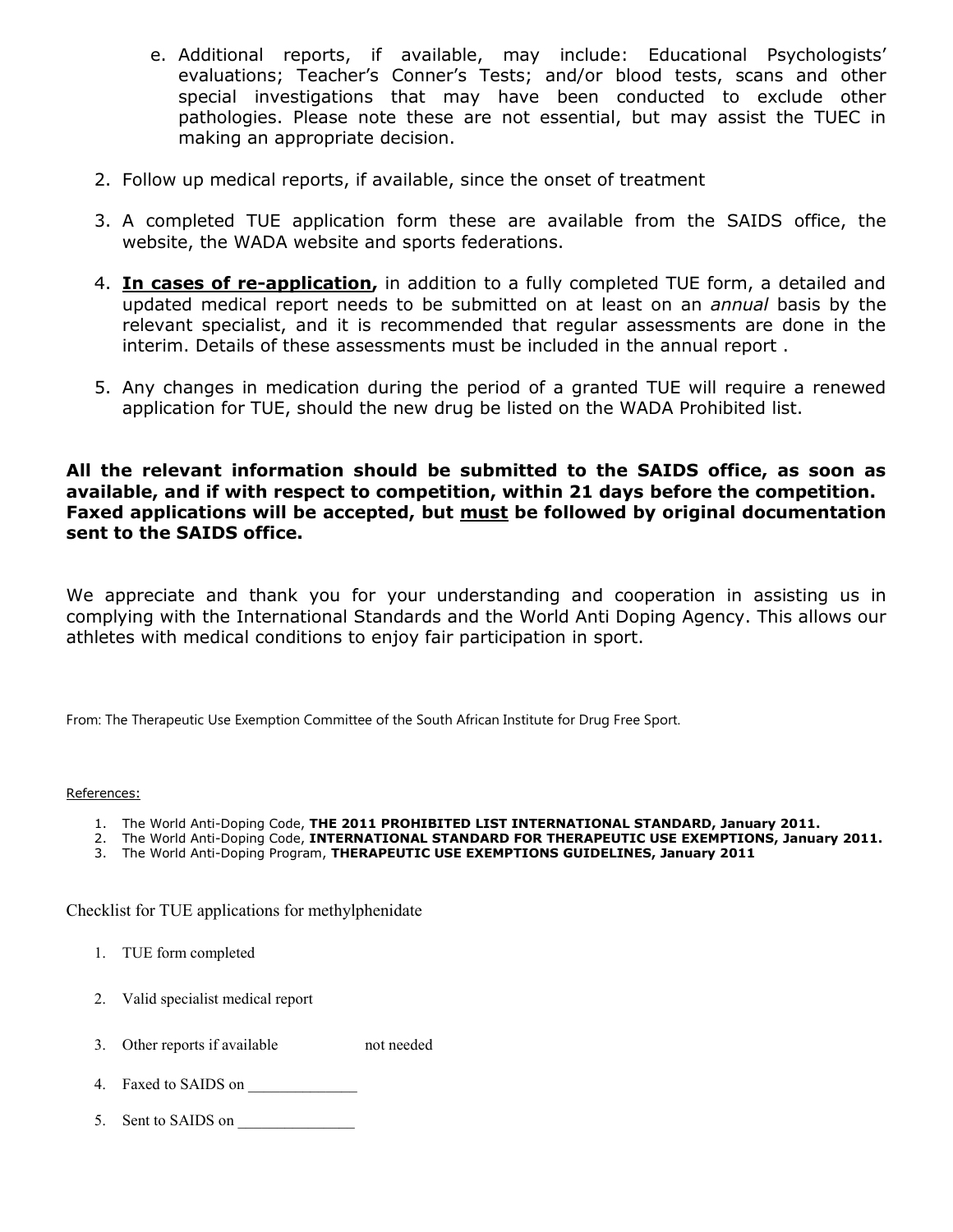e. Additional reports, if available, may include: Educational Psychologists' evaluations; Teacher's Conner's Tests; and/or blood tests, scans and other special investigations that may have been conducted to exclude other pathologies. Please note these are not essential, but may assist the TUEC in making an appropriate decision.

2. Follow up medical reports, if available, since the onset of treatment

3. A completed TUE application form these are available from the SAIDS office, the website, the WADA website and sports federations.

4. **<u>In cases of re-application</u>,** in addition to a fully completed TUE form, a detailed and updated medical report needs to be submitted on at least on an *annual* basis by the relevant specialist, and it is recommended that regular assessments are done in the interim. Details of these assessments must be included in the annual report .

5. Any changes in medication during the period of a granted TUE will require a renewed application for TUE, should the new drug be listed on the WADA Prohibited list.

**All the relevant information should be submitted to the SAIDS office, as soon as available, and if with respect to competition, within 21 days before the competition. Faxed applications will be accepted, but <u>must</u> be followed by original documentation sent to the SAIDS office.**

We appreciate and thank you for your understanding and cooperation in assisting us in complying with the International Standards and the World Anti Doping Agency. This allows our athletes with medical conditions to enjoy fair participation in sport.

From: The Therapeutic Use Exemption Committee of the South African Institute for Drug Free Sport.

<u>References:</u>

1. The World Anti-Doping Code, **THE 2011 PROHIBITED LIST INTERNATIONAL STANDARD, January 2011.**
2. The World Anti-Doping Code, **INTERNATIONAL STANDARD FOR THERAPEUTIC USE EXEMPTIONS, January 2011.**
3. The World Anti-Doping Program, **THERAPEUTIC USE EXEMPTIONS GUIDELINES, January 2011**

Checklist for TUE applications for methylphenidate

1. TUE form completed
2. Valid specialist medical report
3. Other reports if available not needed
4. Faxed to SAIDS on ______________
5. Sent to SAIDS on _______________